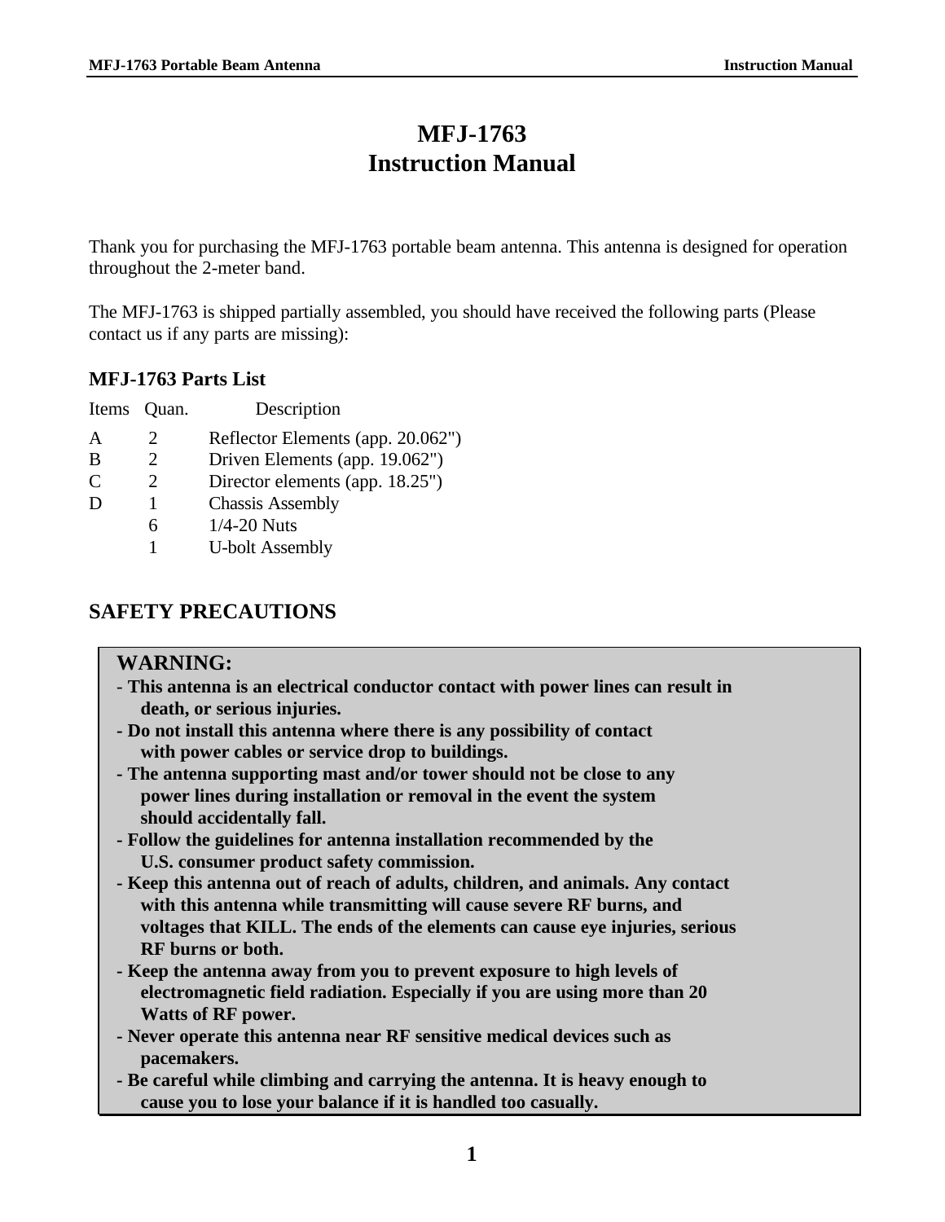# MFJ-1763
# Instruction Manual

Thank you for purchasing the MFJ-1763 portable beam antenna. This antenna is designed for operation throughout the 2-meter band.

The MFJ-1763 is shipped partially assembled, you should have received the following parts (Please contact us if any parts are missing):

## MFJ-1763 Parts List

| Items | Quan. | Description |
|---|---|---|
| A | 2 | Reflector Elements (app. 20.062") |
| B | 2 | Driven Elements (app. 19.062") |
| C | 2 | Director elements (app. 18.25") |
| D | 1 | Chassis Assembly |
| | 6 | 1/4-20 Nuts |
| | 1 | U-bolt Assembly |

## SAFETY PRECAUTIONS

**WARNING:**

**- This antenna is an electrical conductor contact with power lines can result in death, or serious injuries.**

**- Do not install this antenna where there is any possibility of contact with power cables or service drop to buildings.**

**- The antenna supporting mast and/or tower should not be close to any power lines during installation or removal in the event the system should accidentally fall.**

**- Follow the guidelines for antenna installation recommended by the U.S. consumer product safety commission.**

**- Keep this antenna out of reach of adults, children, and animals. Any contact with this antenna while transmitting will cause severe RF burns, and voltages that KILL. The ends of the elements can cause eye injuries, serious RF burns or both.**

**- Keep the antenna away from you to prevent exposure to high levels of electromagnetic field radiation. Especially if you are using more than 20 Watts of RF power.**

**- Never operate this antenna near RF sensitive medical devices such as pacemakers.**

**- Be careful while climbing and carrying the antenna. It is heavy enough to cause you to lose your balance if it is handled too casually.**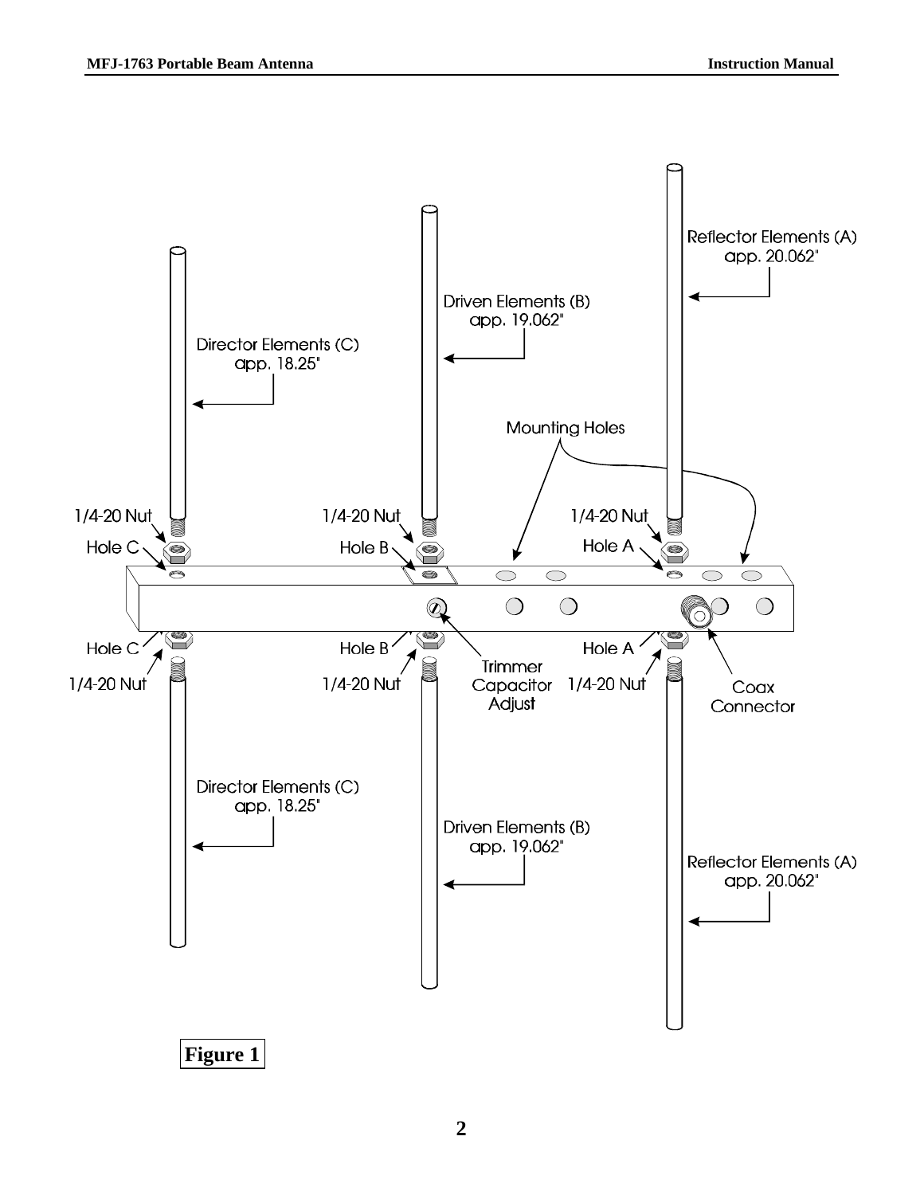Reflector Elements (A) app. 20.062"

Driven Elements (B) app. 19.062"

Director Elements (C) app. 18.25"

Mounting Holes

1/4-20 Nut

Hole C

Hole B

Hole A

Trimmer Capacitor Adjust

Coax Connector

**Figure 1**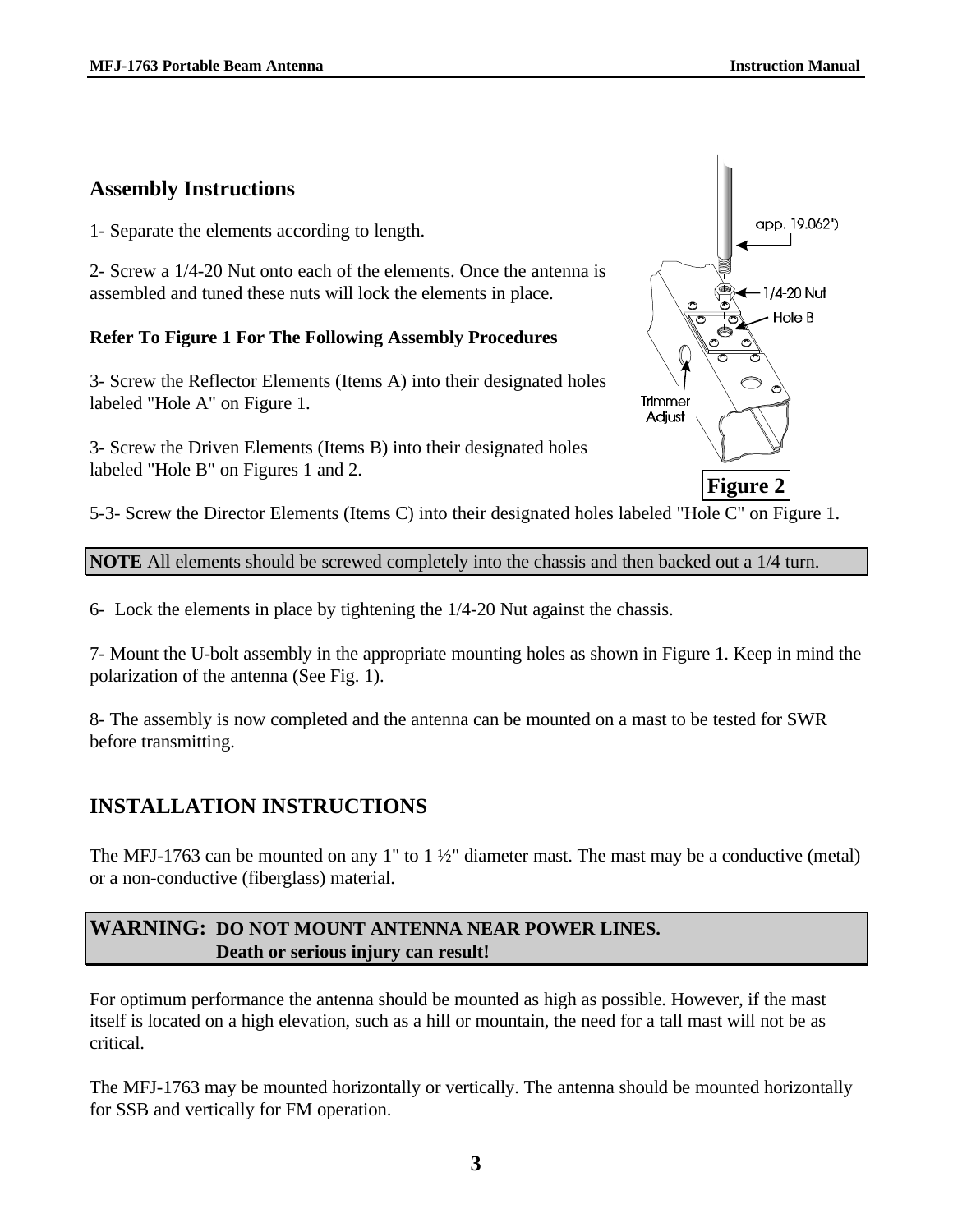## Assembly Instructions

1- Separate the elements according to length.

2- Screw a 1/4-20 Nut onto each of the elements. Once the antenna is assembled and tuned these nuts will lock the elements in place.

**Refer To Figure 1 For The Following Assembly Procedures**

3- Screw the Reflector Elements (Items A) into their designated holes labeled "Hole A" on Figure 1.

3- Screw the Driven Elements (Items B) into their designated holes labeled "Hole B" on Figures 1 and 2.

app. 19.062")

1/4-20 Nut

Hole B

Trimmer Adjust

**Figure 2**

5-3- Screw the Director Elements (Items C) into their designated holes labeled "Hole C" on Figure 1.

**NOTE** All elements should be screwed completely into the chassis and then backed out a 1/4 turn.

6- Lock the elements in place by tightening the 1/4-20 Nut against the chassis.

7- Mount the U-bolt assembly in the appropriate mounting holes as shown in Figure 1. Keep in mind the polarization of the antenna (See Fig. 1).

8- The assembly is now completed and the antenna can be mounted on a mast to be tested for SWR before transmitting.

## INSTALLATION INSTRUCTIONS

The MFJ-1763 can be mounted on any 1" to 1 ½" diameter mast. The mast may be a conductive (metal) or a non-conductive (fiberglass) material.

**WARNING: DO NOT MOUNT ANTENNA NEAR POWER LINES.**
**Death or serious injury can result!**

For optimum performance the antenna should be mounted as high as possible. However, if the mast itself is located on a high elevation, such as a hill or mountain, the need for a tall mast will not be as critical.

The MFJ-1763 may be mounted horizontally or vertically. The antenna should be mounted horizontally for SSB and vertically for FM operation.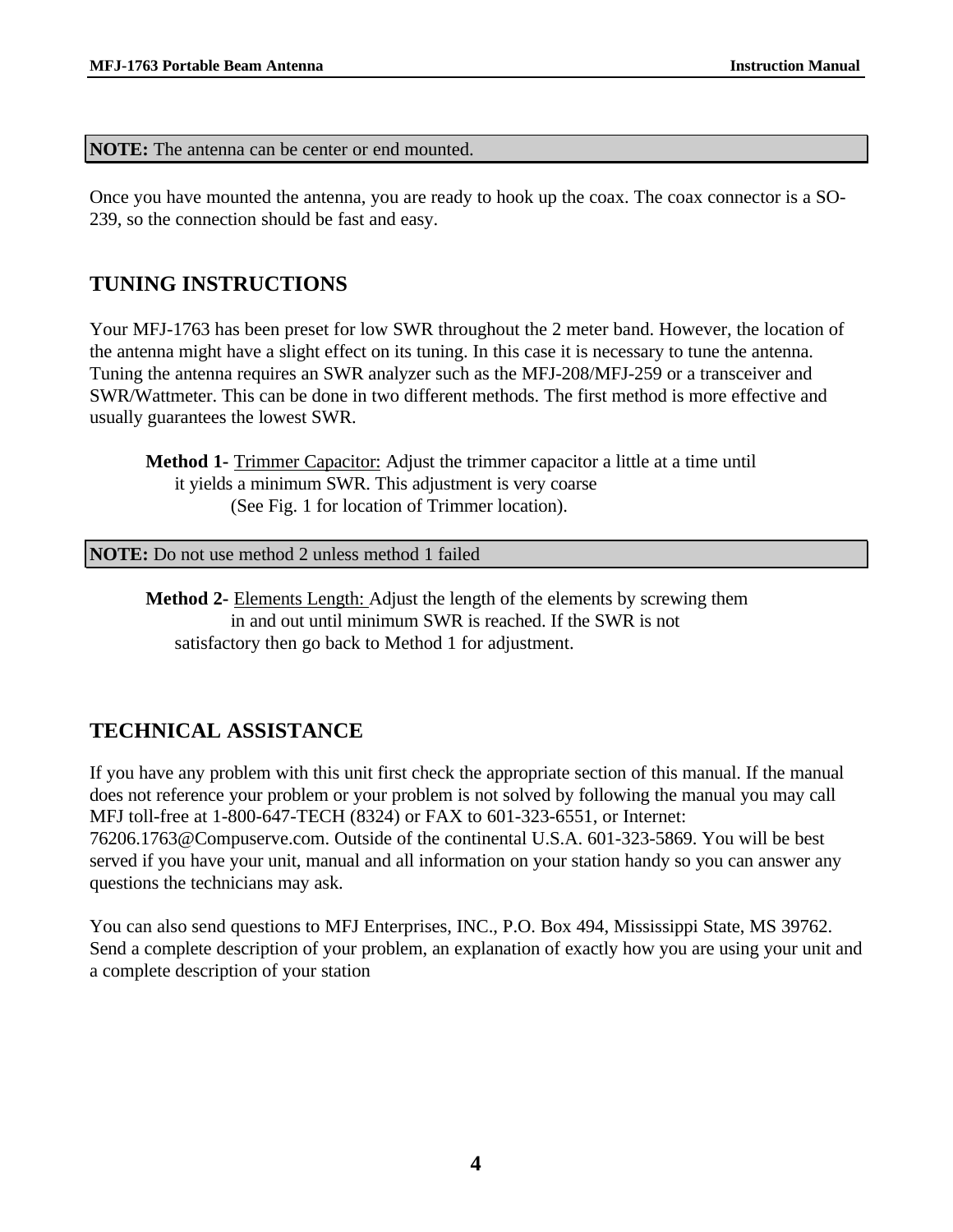**NOTE:** The antenna can be center or end mounted.

Once you have mounted the antenna, you are ready to hook up the coax. The coax connector is a SO-239, so the connection should be fast and easy.

## TUNING INSTRUCTIONS

Your MFJ-1763 has been preset for low SWR throughout the 2 meter band. However, the location of the antenna might have a slight effect on its tuning. In this case it is necessary to tune the antenna. Tuning the antenna requires an SWR analyzer such as the MFJ-208/MFJ-259 or a transceiver and SWR/Wattmeter. This can be done in two different methods. The first method is more effective and usually guarantees the lowest SWR.

**Method 1-** Trimmer Capacitor: Adjust the trimmer capacitor a little at a time until it yields a minimum SWR. This adjustment is very coarse (See Fig. 1 for location of Trimmer location).

**NOTE:** Do not use method 2 unless method 1 failed

**Method 2-** Elements Length: Adjust the length of the elements by screwing them in and out until minimum SWR is reached. If the SWR is not satisfactory then go back to Method 1 for adjustment.

## TECHNICAL ASSISTANCE

If you have any problem with this unit first check the appropriate section of this manual. If the manual does not reference your problem or your problem is not solved by following the manual you may call MFJ toll-free at 1-800-647-TECH (8324) or FAX to 601-323-6551, or Internet: 76206.1763@Compuserve.com. Outside of the continental U.S.A. 601-323-5869. You will be best served if you have your unit, manual and all information on your station handy so you can answer any questions the technicians may ask.

You can also send questions to MFJ Enterprises, INC., P.O. Box 494, Mississippi State, MS 39762. Send a complete description of your problem, an explanation of exactly how you are using your unit and a complete description of your station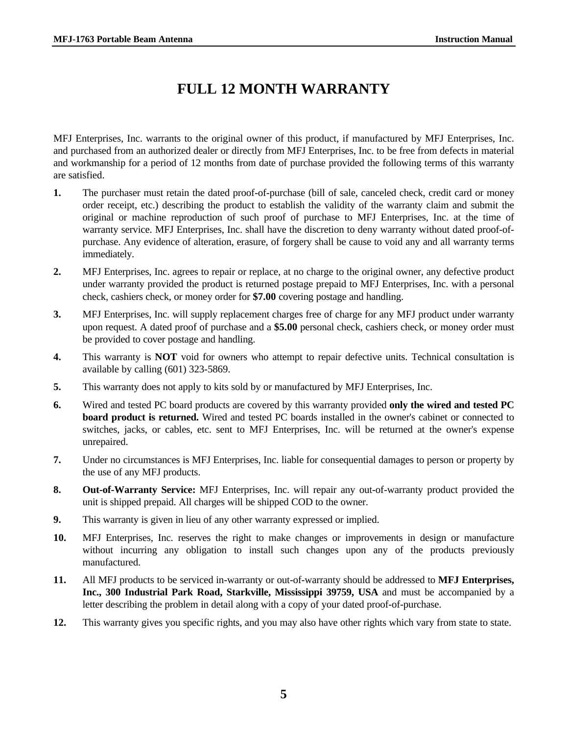# FULL 12 MONTH WARRANTY

MFJ Enterprises, Inc. warrants to the original owner of this product, if manufactured by MFJ Enterprises, Inc. and purchased from an authorized dealer or directly from MFJ Enterprises, Inc. to be free from defects in material and workmanship for a period of 12 months from date of purchase provided the following terms of this warranty are satisfied.

**1.** The purchaser must retain the dated proof-of-purchase (bill of sale, canceled check, credit card or money order receipt, etc.) describing the product to establish the validity of the warranty claim and submit the original or machine reproduction of such proof of purchase to MFJ Enterprises, Inc. at the time of warranty service. MFJ Enterprises, Inc. shall have the discretion to deny warranty without dated proof-of-purchase. Any evidence of alteration, erasure, of forgery shall be cause to void any and all warranty terms immediately.

**2.** MFJ Enterprises, Inc. agrees to repair or replace, at no charge to the original owner, any defective product under warranty provided the product is returned postage prepaid to MFJ Enterprises, Inc. with a personal check, cashiers check, or money order for **$7.00** covering postage and handling.

**3.** MFJ Enterprises, Inc. will supply replacement charges free of charge for any MFJ product under warranty upon request. A dated proof of purchase and a **$5.00** personal check, cashiers check, or money order must be provided to cover postage and handling.

**4.** This warranty is **NOT** void for owners who attempt to repair defective units. Technical consultation is available by calling (601) 323-5869.

**5.** This warranty does not apply to kits sold by or manufactured by MFJ Enterprises, Inc.

**6.** Wired and tested PC board products are covered by this warranty provided **only the wired and tested PC board product is returned.** Wired and tested PC boards installed in the owner's cabinet or connected to switches, jacks, or cables, etc. sent to MFJ Enterprises, Inc. will be returned at the owner's expense unrepaired.

**7.** Under no circumstances is MFJ Enterprises, Inc. liable for consequential damages to person or property by the use of any MFJ products.

**8.** **Out-of-Warranty Service:** MFJ Enterprises, Inc. will repair any out-of-warranty product provided the unit is shipped prepaid. All charges will be shipped COD to the owner.

**9.** This warranty is given in lieu of any other warranty expressed or implied.

**10.** MFJ Enterprises, Inc. reserves the right to make changes or improvements in design or manufacture without incurring any obligation to install such changes upon any of the products previously manufactured.

**11.** All MFJ products to be serviced in-warranty or out-of-warranty should be addressed to **MFJ Enterprises, Inc., 300 Industrial Park Road, Starkville, Mississippi 39759, USA** and must be accompanied by a letter describing the problem in detail along with a copy of your dated proof-of-purchase.

**12.** This warranty gives you specific rights, and you may also have other rights which vary from state to state.